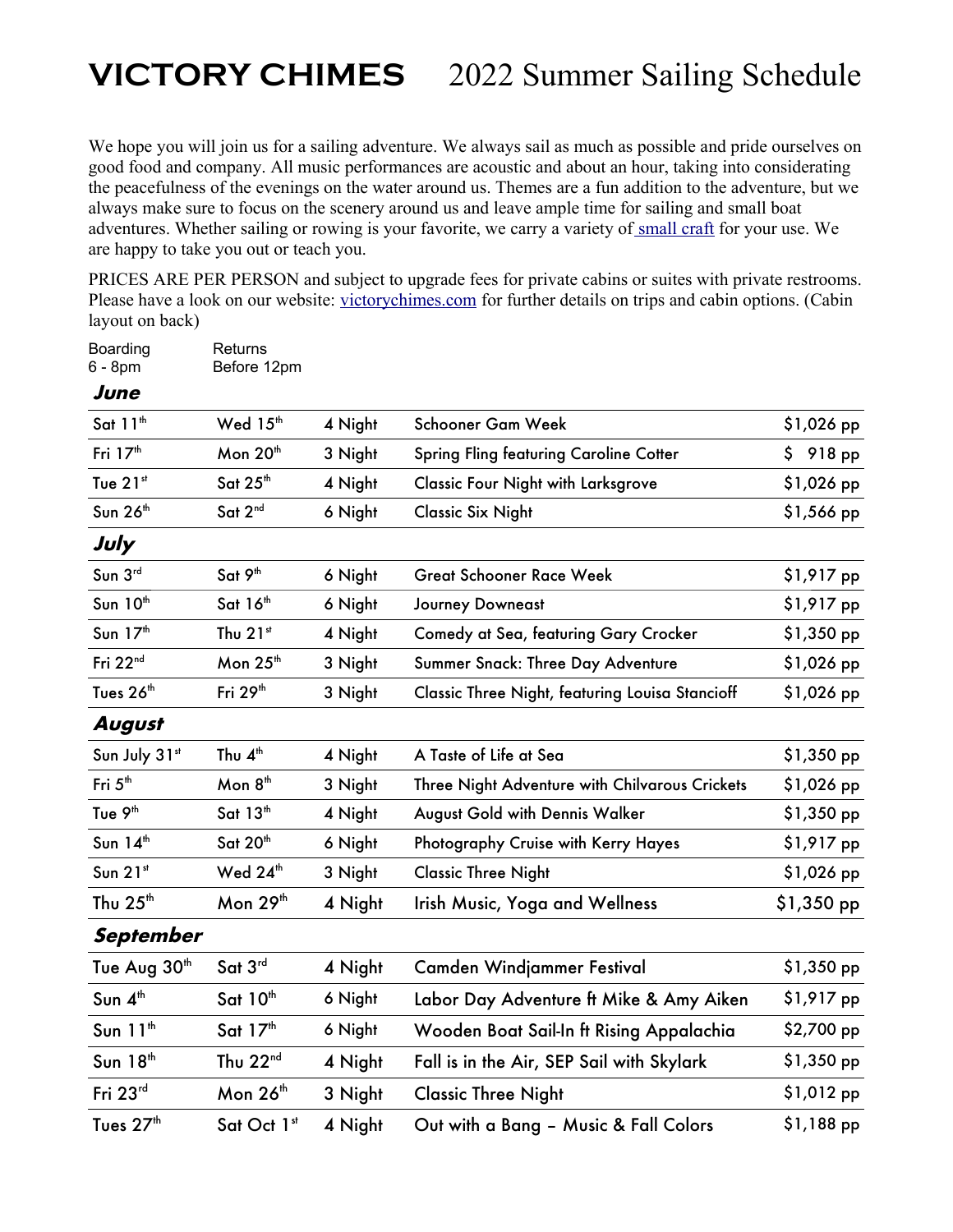# VICTORY CHIMES 2022 Summer Sailing Schedule

We hope you will join us for a sailing adventure. We always sail as much as possible and pride ourselves on good food and company. All music performances are acoustic and about an hour, taking into considerating the peacefulness of the evenings on the water around us. Themes are a fun addition to the adventure, but we always make sure to focus on the scenery around us and leave ample time for sailing and small boat adventures. Whether sailing or rowing is your favorite, we carry a variety of small craft for your use. We are happy to take you out or teach you.

PRICES ARE PER PERSON and subject to upgrade fees for private cabins or suites with private restrooms. Please have a look on our website: victorychimes.com for further details on trips and cabin options. (Cabin layout on back)

| Boarding 6 - 8pm | Returns Before 12pm | | | |
|---|---|---|---|---|
| ***June*** | | | | |
| Sat 11th | Wed 15th | 4 Night | Schooner Gam Week | $1,026 pp |
| Fri 17th | Mon 20th | 3 Night | Spring Fling featuring Caroline Cotter | $ 918 pp |
| Tue 21st | Sat 25th | 4 Night | Classic Four Night with Larksgrove | $1,026 pp |
| Sun 26th | Sat 2nd | 6 Night | Classic Six Night | $1,566 pp |
| ***July*** | | | | |
| Sun 3rd | Sat 9th | 6 Night | Great Schooner Race Week | $1,917 pp |
| Sun 10th | Sat 16th | 6 Night | Journey Downeast | $1,917 pp |
| Sun 17th | Thu 21st | 4 Night | Comedy at Sea, featuring Gary Crocker | $1,350 pp |
| Fri 22nd | Mon 25th | 3 Night | Summer Snack: Three Day Adventure | $1,026 pp |
| Tues 26th | Fri 29th | 3 Night | Classic Three Night, featuring Louisa Stancioff | $1,026 pp |
| ***August*** | | | | |
| Sun July 31st | Thu 4th | 4 Night | A Taste of Life at Sea | $1,350 pp |
| Fri 5th | Mon 8th | 3 Night | Three Night Adventure with Chilvarous Crickets | $1,026 pp |
| Tue 9th | Sat 13th | 4 Night | August Gold with Dennis Walker | $1,350 pp |
| Sun 14th | Sat 20th | 6 Night | Photography Cruise with Kerry Hayes | $1,917 pp |
| Sun 21st | Wed 24th | 3 Night | Classic Three Night | $1,026 pp |
| Thu 25th | Mon 29th | 4 Night | Irish Music, Yoga and Wellness | $1,350 pp |
| ***September*** | | | | |
| Tue Aug 30th | Sat 3rd | 4 Night | Camden Windjammer Festival | $1,350 pp |
| Sun 4th | Sat 10th | 6 Night | Labor Day Adventure ft Mike & Amy Aiken | $1,917 pp |
| Sun 11th | Sat 17th | 6 Night | Wooden Boat Sail-In ft Rising Appalachia | $2,700 pp |
| Sun 18th | Thu 22nd | 4 Night | Fall is in the Air, SEP Sail with Skylark | $1,350 pp |
| Fri 23rd | Mon 26th | 3 Night | Classic Three Night | $1,012 pp |
| Tues 27th | Sat Oct 1st | 4 Night | Out with a Bang – Music & Fall Colors | $1,188 pp |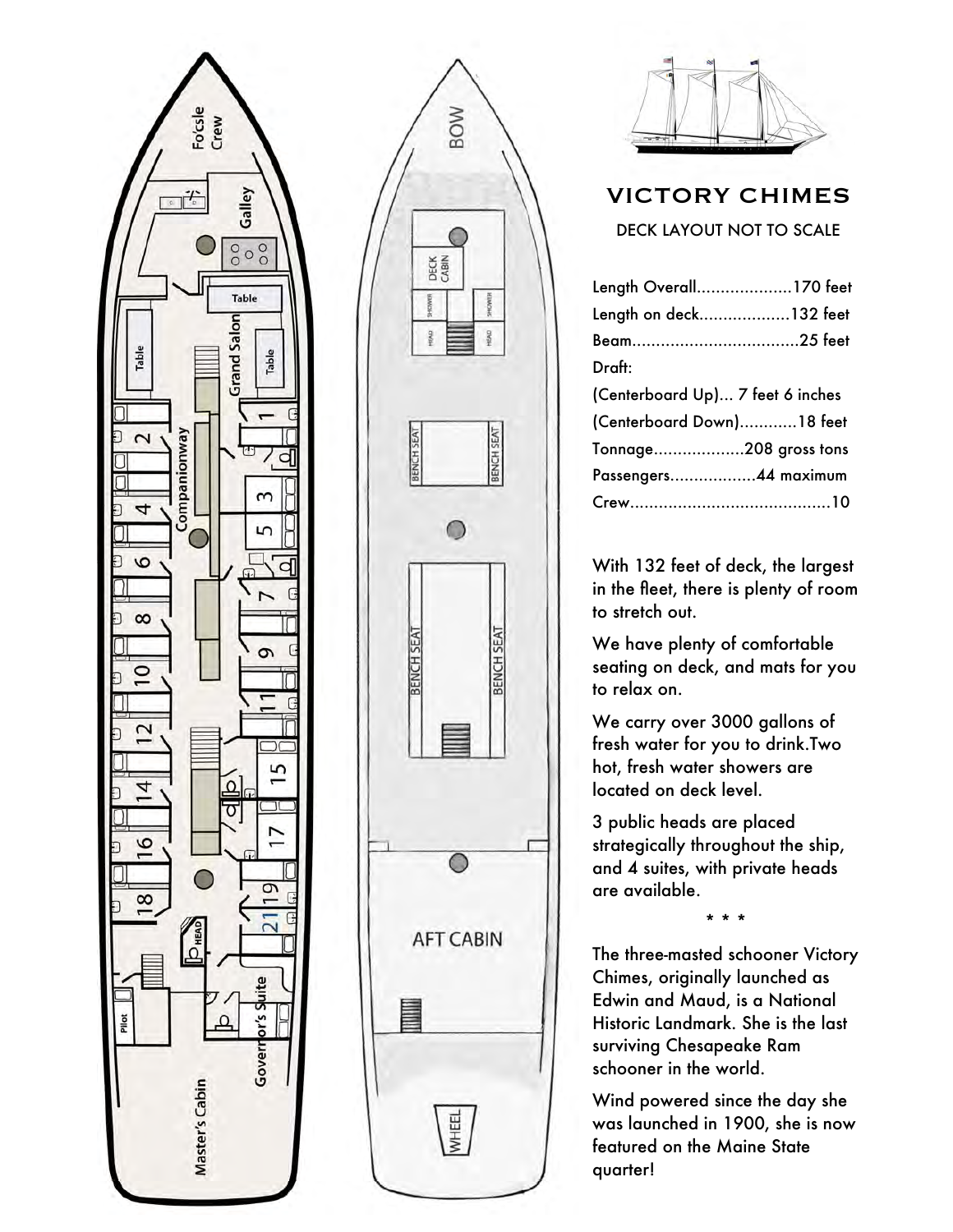# VICTORY CHIMES

DECK LAYOUT NOT TO SCALE

| | |
|---|---|
| Length Overall | 170 feet |
| Length on deck | 132 feet |
| Beam | 25 feet |
| Draft: | |
| (Centerboard Up) | 7 feet 6 inches |
| (Centerboard Down) | 18 feet |
| Tonnage | 208 gross tons |
| Passengers | 44 maximum |
| Crew | 10 |

With 132 feet of deck, the largest in the fleet, there is plenty of room to stretch out.

We have plenty of comfortable seating on deck, and mats for you to relax on.

We carry over 3000 gallons of fresh water for you to drink.Two hot, fresh water showers are located on deck level.

3 public heads are placed strategically throughout the ship, and 4 suites, with private heads are available.

\* \* \*

The three-masted schooner Victory Chimes, originally launched as Edwin and Maud, is a National Historic Landmark. She is the last surviving Chesapeake Ram schooner in the world.

Wind powered since the day she was launched in 1900, she is now featured on the Maine State quarter!

Fo'c'sle Crew
Galley
Table
Table
Table
Grand Salon
Companionway
1
2
3
4
5
6
7
8
9
10
11
12
14
15
16
17
18
19
21
HEAD
Pilot
Governor's Suite
Master's Cabin

BOW
DECK CABIN
SHOWER
SHOWER
HEAD
HEAD
BENCH SEAT
BENCH SEAT
BENCH SEAT
BENCH SEAT
AFT CABIN
WHEEL